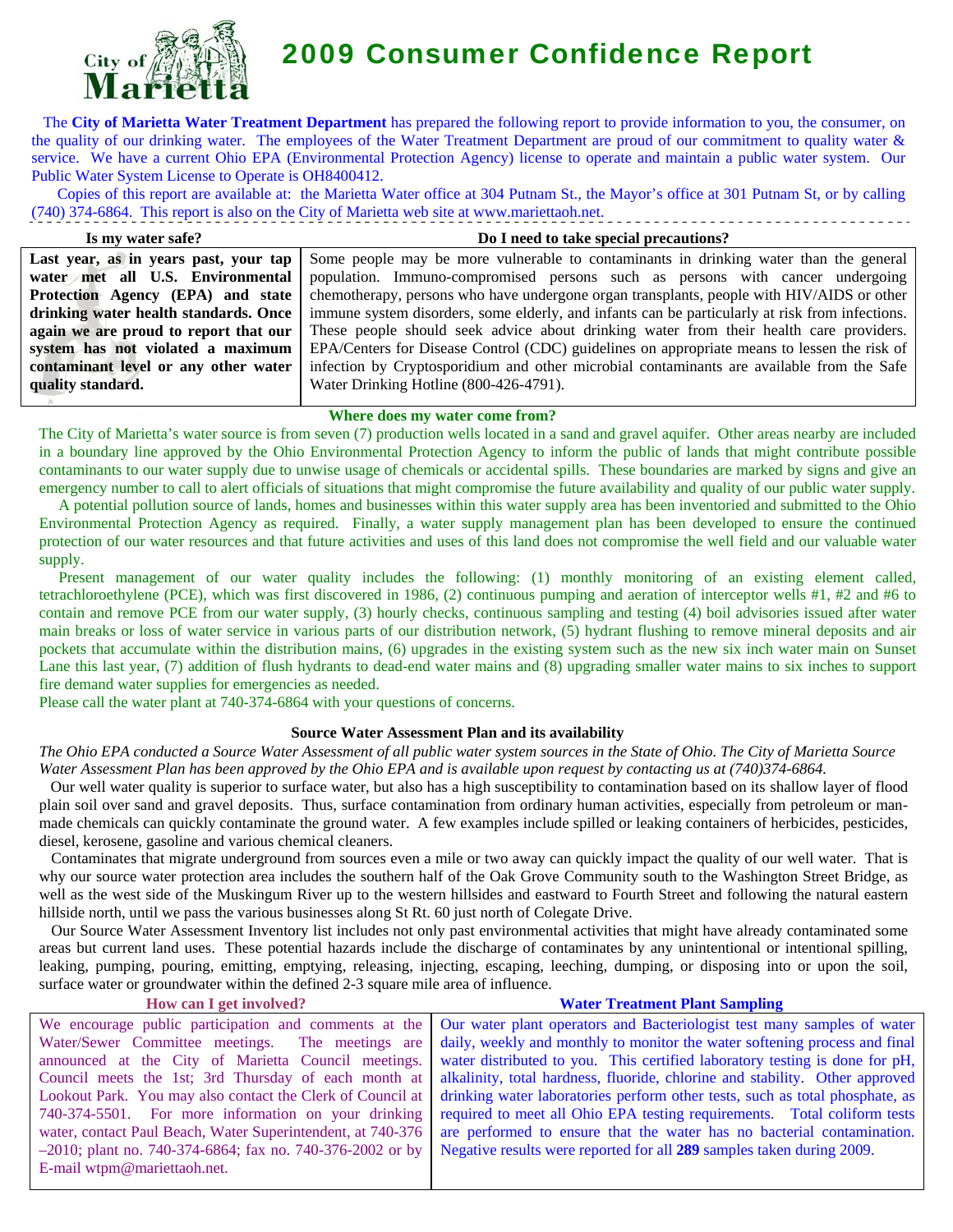# 2009 Consumer Confidence Report

The **City of Marietta Water Treatment Department** has prepared the following report to provide information to you, the consumer, on the quality of our drinking water. The employees of the Water Treatment Department are proud of our commitment to quality water & service. We have a current Ohio EPA (Environmental Protection Agency) license to operate and maintain a public water system. Our Public Water System License to Operate is OH8400412.

Copies of this report are available at: the Marietta Water office at 304 Putnam St., the Mayor's office at 301 Putnam St, or by calling (740) 374-6864. This report is also on the City of Marietta web site at www.mariettaoh.net.

| Is my water safe? | Do I need to take special precautions? |
|---|---|
| **Last year, as in years past, your tap water met all U.S. Environmental Protection Agency (EPA) and state drinking water health standards. Once again we are proud to report that our system has not violated a maximum contaminant level or any other water quality standard.** | Some people may be more vulnerable to contaminants in drinking water than the general population. Immuno-compromised persons such as persons with cancer undergoing chemotherapy, persons who have undergone organ transplants, people with HIV/AIDS or other immune system disorders, some elderly, and infants can be particularly at risk from infections. These people should seek advice about drinking water from their health care providers. EPA/Centers for Disease Control (CDC) guidelines on appropriate means to lessen the risk of infection by Cryptosporidium and other microbial contaminants are available from the Safe Water Drinking Hotline (800-426-4791). |

### Where does my water come from?

The City of Marietta's water source is from seven (7) production wells located in a sand and gravel aquifer. Other areas nearby are included in a boundary line approved by the Ohio Environmental Protection Agency to inform the public of lands that might contribute possible contaminants to our water supply due to unwise usage of chemicals or accidental spills. These boundaries are marked by signs and give an emergency number to call to alert officials of situations that might compromise the future availability and quality of our public water supply.

A potential pollution source of lands, homes and businesses within this water supply area has been inventoried and submitted to the Ohio Environmental Protection Agency as required. Finally, a water supply management plan has been developed to ensure the continued protection of our water resources and that future activities and uses of this land does not compromise the well field and our valuable water supply.

Present management of our water quality includes the following: (1) monthly monitoring of an existing element called, tetrachloroethylene (PCE), which was first discovered in 1986, (2) continuous pumping and aeration of interceptor wells #1, #2 and #6 to contain and remove PCE from our water supply, (3) hourly checks, continuous sampling and testing (4) boil advisories issued after water main breaks or loss of water service in various parts of our distribution network, (5) hydrant flushing to remove mineral deposits and air pockets that accumulate within the distribution mains, (6) upgrades in the existing system such as the new six inch water main on Sunset Lane this last year, (7) addition of flush hydrants to dead-end water mains and (8) upgrading smaller water mains to six inches to support fire demand water supplies for emergencies as needed.

Please call the water plant at 740-374-6864 with your questions of concerns.

### Source Water Assessment Plan and its availability

*The Ohio EPA conducted a Source Water Assessment of all public water system sources in the State of Ohio. The City of Marietta Source Water Assessment Plan has been approved by the Ohio EPA and is available upon request by contacting us at (740)374-6864.*

Our well water quality is superior to surface water, but also has a high susceptibility to contamination based on its shallow layer of flood plain soil over sand and gravel deposits. Thus, surface contamination from ordinary human activities, especially from petroleum or man-made chemicals can quickly contaminate the ground water. A few examples include spilled or leaking containers of herbicides, pesticides, diesel, kerosene, gasoline and various chemical cleaners.

Contaminates that migrate underground from sources even a mile or two away can quickly impact the quality of our well water. That is why our source water protection area includes the southern half of the Oak Grove Community south to the Washington Street Bridge, as well as the west side of the Muskingum River up to the western hillsides and eastward to Fourth Street and following the natural eastern hillside north, until we pass the various businesses along St Rt. 60 just north of Colegate Drive.

Our Source Water Assessment Inventory list includes not only past environmental activities that might have already contaminated some areas but current land uses. These potential hazards include the discharge of contaminates by any unintentional or intentional spilling, leaking, pumping, pouring, emitting, emptying, releasing, injecting, escaping, leeching, dumping, or disposing into or upon the soil, surface water or groundwater within the defined 2-3 square mile area of influence.

| How can I get involved? | Water Treatment Plant Sampling |
|---|---|
| We encourage public participation and comments at the Water/Sewer Committee meetings. The meetings are announced at the City of Marietta Council meetings. Council meets the 1st; 3rd Thursday of each month at Lookout Park. You may also contact the Clerk of Council at 740-374-5501. For more information on your drinking water, contact Paul Beach, Water Superintendent, at 740-376–2010; plant no. 740-374-6864; fax no. 740-376-2002 or by E-mail wtpm@mariettaoh.net. | Our water plant operators and Bacteriologist test many samples of water daily, weekly and monthly to monitor the water softening process and final water distributed to you. This certified laboratory testing is done for pH, alkalinity, total hardness, fluoride, chlorine and stability. Other approved drinking water laboratories perform other tests, such as total phosphate, as required to meet all Ohio EPA testing requirements. Total coliform tests are performed to ensure that the water has no bacterial contamination. Negative results were reported for all **289** samples taken during 2009. |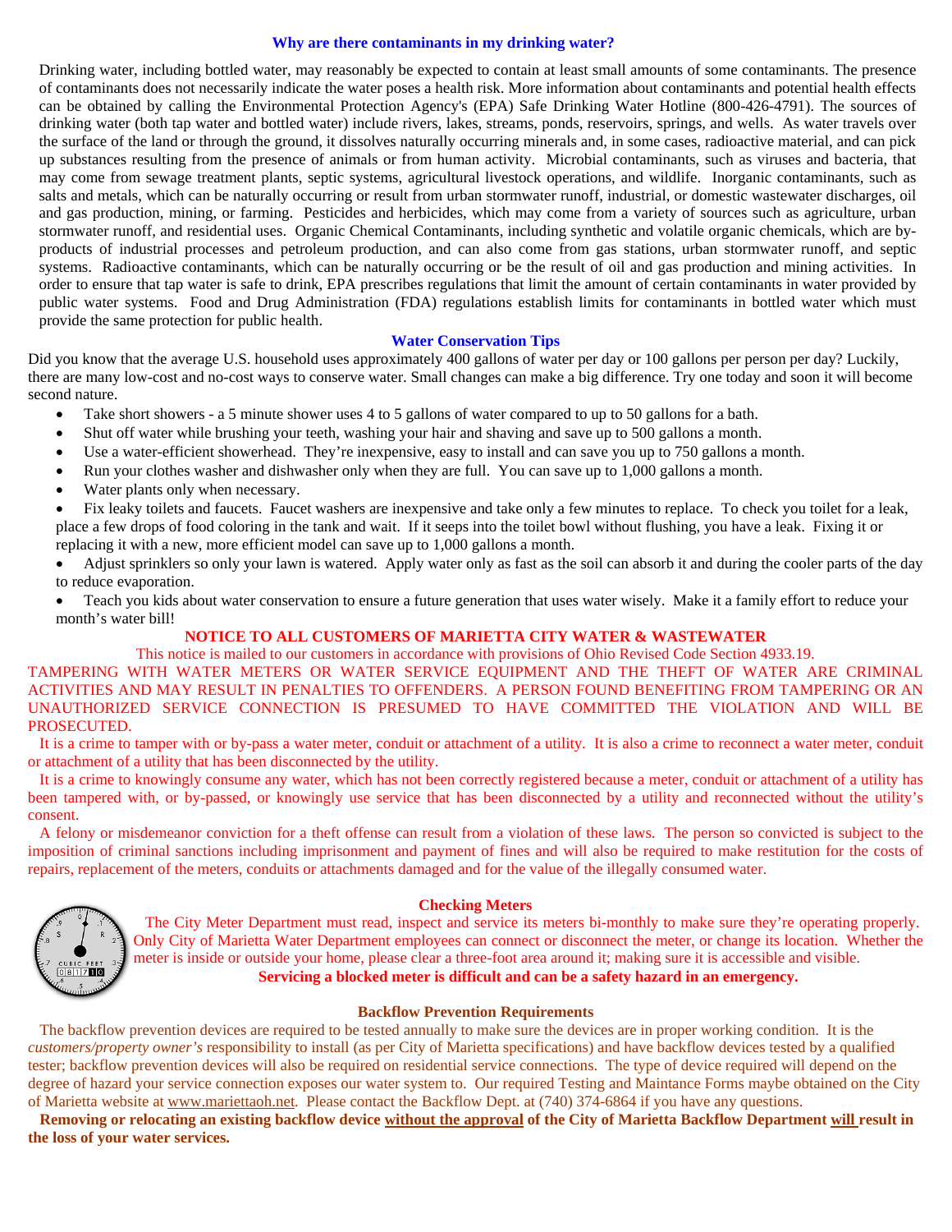## Why are there contaminants in my drinking water?

Drinking water, including bottled water, may reasonably be expected to contain at least small amounts of some contaminants. The presence of contaminants does not necessarily indicate the water poses a health risk. More information about contaminants and potential health effects can be obtained by calling the Environmental Protection Agency's (EPA) Safe Drinking Water Hotline (800-426-4791). The sources of drinking water (both tap water and bottled water) include rivers, lakes, streams, ponds, reservoirs, springs, and wells. As water travels over the surface of the land or through the ground, it dissolves naturally occurring minerals and, in some cases, radioactive material, and can pick up substances resulting from the presence of animals or from human activity. Microbial contaminants, such as viruses and bacteria, that may come from sewage treatment plants, septic systems, agricultural livestock operations, and wildlife. Inorganic contaminants, such as salts and metals, which can be naturally occurring or result from urban stormwater runoff, industrial, or domestic wastewater discharges, oil and gas production, mining, or farming. Pesticides and herbicides, which may come from a variety of sources such as agriculture, urban stormwater runoff, and residential uses. Organic Chemical Contaminants, including synthetic and volatile organic chemicals, which are by-products of industrial processes and petroleum production, and can also come from gas stations, urban stormwater runoff, and septic systems. Radioactive contaminants, which can be naturally occurring or be the result of oil and gas production and mining activities. In order to ensure that tap water is safe to drink, EPA prescribes regulations that limit the amount of certain contaminants in water provided by public water systems. Food and Drug Administration (FDA) regulations establish limits for contaminants in bottled water which must provide the same protection for public health.

## Water Conservation Tips

Did you know that the average U.S. household uses approximately 400 gallons of water per day or 100 gallons per person per day? Luckily, there are many low-cost and no-cost ways to conserve water. Small changes can make a big difference. Try one today and soon it will become second nature.

- Take short showers - a 5 minute shower uses 4 to 5 gallons of water compared to up to 50 gallons for a bath.
- Shut off water while brushing your teeth, washing your hair and shaving and save up to 500 gallons a month.
- Use a water-efficient showerhead. They're inexpensive, easy to install and can save you up to 750 gallons a month.
- Run your clothes washer and dishwasher only when they are full. You can save up to 1,000 gallons a month.
- Water plants only when necessary.
- Fix leaky toilets and faucets. Faucet washers are inexpensive and take only a few minutes to replace. To check you toilet for a leak, place a few drops of food coloring in the tank and wait. If it seeps into the toilet bowl without flushing, you have a leak. Fixing it or replacing it with a new, more efficient model can save up to 1,000 gallons a month.
- Adjust sprinklers so only your lawn is watered. Apply water only as fast as the soil can absorb it and during the cooler parts of the day to reduce evaporation.
- Teach you kids about water conservation to ensure a future generation that uses water wisely. Make it a family effort to reduce your month's water bill!

## NOTICE TO ALL CUSTOMERS OF MARIETTA CITY WATER & WASTEWATER

This notice is mailed to our customers in accordance with provisions of Ohio Revised Code Section 4933.19.

TAMPERING WITH WATER METERS OR WATER SERVICE EQUIPMENT AND THE THEFT OF WATER ARE CRIMINAL ACTIVITIES AND MAY RESULT IN PENALTIES TO OFFENDERS. A PERSON FOUND BENEFITING FROM TAMPERING OR AN UNAUTHORIZED SERVICE CONNECTION IS PRESUMED TO HAVE COMMITTED THE VIOLATION AND WILL BE PROSECUTED.

It is a crime to tamper with or by-pass a water meter, conduit or attachment of a utility. It is also a crime to reconnect a water meter, conduit or attachment of a utility that has been disconnected by the utility.

It is a crime to knowingly consume any water, which has not been correctly registered because a meter, conduit or attachment of a utility has been tampered with, or by-passed, or knowingly use service that has been disconnected by a utility and reconnected without the utility's consent.

A felony or misdemeanor conviction for a theft offense can result from a violation of these laws. The person so convicted is subject to the imposition of criminal sanctions including imprisonment and payment of fines and will also be required to make restitution for the costs of repairs, replacement of the meters, conduits or attachments damaged and for the value of the illegally consumed water.

## Checking Meters

The City Meter Department must read, inspect and service its meters bi-monthly to make sure they're operating properly. Only City of Marietta Water Department employees can connect or disconnect the meter, or change its location. Whether the meter is inside or outside your home, please clear a three-foot area around it; making sure it is accessible and visible.

**Servicing a blocked meter is difficult and can be a safety hazard in an emergency.**

## Backflow Prevention Requirements

The backflow prevention devices are required to be tested annually to make sure the devices are in proper working condition. It is the *customers/property owner's* responsibility to install (as per City of Marietta specifications) and have backflow devices tested by a qualified tester; backflow prevention devices will also be required on residential service connections. The type of device required will depend on the degree of hazard your service connection exposes our water system to. Our required Testing and Maintance Forms maybe obtained on the City of Marietta website at www.mariettaoh.net. Please contact the Backflow Dept. at (740) 374-6864 if you have any questions.

**Removing or relocating an existing backflow device <u>without the approval</u> of the City of Marietta Backflow Department <u>will</u> result in the loss of your water services.**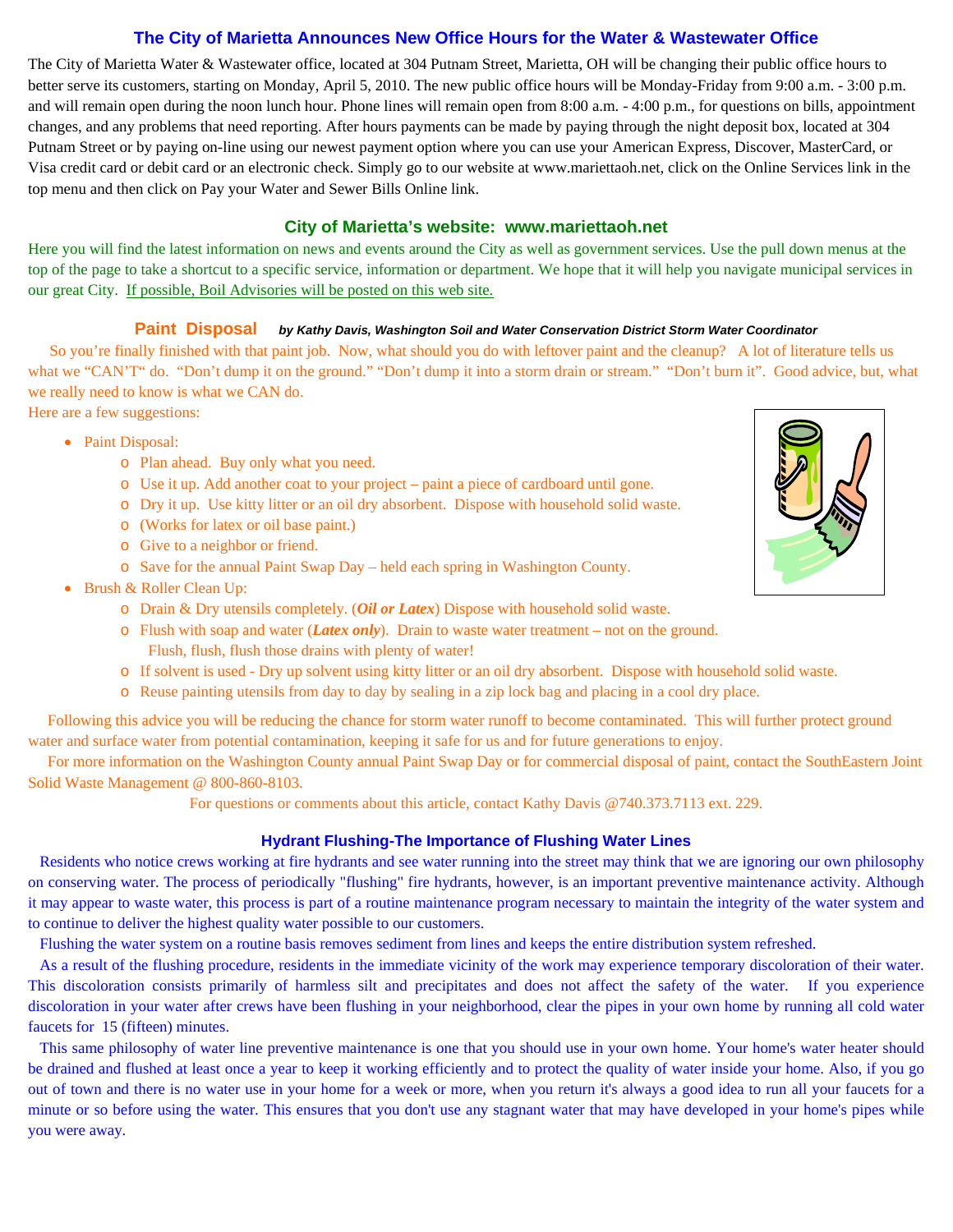## The City of Marietta Announces New Office Hours for the Water & Wastewater Office

The City of Marietta Water & Wastewater office, located at 304 Putnam Street, Marietta, OH will be changing their public office hours to better serve its customers, starting on Monday, April 5, 2010. The new public office hours will be Monday-Friday from 9:00 a.m. - 3:00 p.m. and will remain open during the noon lunch hour. Phone lines will remain open from 8:00 a.m. - 4:00 p.m., for questions on bills, appointment changes, and any problems that need reporting. After hours payments can be made by paying through the night deposit box, located at 304 Putnam Street or by paying on-line using our newest payment option where you can use your American Express, Discover, MasterCard, or Visa credit card or debit card or an electronic check. Simply go to our website at www.mariettaoh.net, click on the Online Services link in the top menu and then click on Pay your Water and Sewer Bills Online link.

## City of Marietta's website: www.mariettaoh.net

Here you will find the latest information on news and events around the City as well as government services. Use the pull down menus at the top of the page to take a shortcut to a specific service, information or department. We hope that it will help you navigate municipal services in our great City. If possible, Boil Advisories will be posted on this web site.

## Paint Disposal

***by Kathy Davis, Washington Soil and Water Conservation District Storm Water Coordinator***

So you're finally finished with that paint job. Now, what should you do with leftover paint and the cleanup? A lot of literature tells us what we "CAN'T" do. "Don't dump it on the ground." "Don't dump it into a storm drain or stream." "Don't burn it". Good advice, but, what we really need to know is what we CAN do.

Here are a few suggestions:

- Paint Disposal:
  - Plan ahead. Buy only what you need.
  - Use it up. Add another coat to your project – paint a piece of cardboard until gone.
  - Dry it up. Use kitty litter or an oil dry absorbent. Dispose with household solid waste.
  - (Works for latex or oil base paint.)
  - Give to a neighbor or friend.
  - Save for the annual Paint Swap Day – held each spring in Washington County.
- Brush & Roller Clean Up:
  - Drain & Dry utensils completely. (***Oil or Latex***) Dispose with household solid waste.
  - Flush with soap and water (***Latex only***). Drain to waste water treatment – not on the ground. Flush, flush, flush those drains with plenty of water!
  - If solvent is used - Dry up solvent using kitty litter or an oil dry absorbent. Dispose with household solid waste.
  - Reuse painting utensils from day to day by sealing in a zip lock bag and placing in a cool dry place.

Following this advice you will be reducing the chance for storm water runoff to become contaminated. This will further protect ground water and surface water from potential contamination, keeping it safe for us and for future generations to enjoy.

For more information on the Washington County annual Paint Swap Day or for commercial disposal of paint, contact the SouthEastern Joint Solid Waste Management @ 800-860-8103.

For questions or comments about this article, contact Kathy Davis @740.373.7113 ext. 229.

## Hydrant Flushing-The Importance of Flushing Water Lines

Residents who notice crews working at fire hydrants and see water running into the street may think that we are ignoring our own philosophy on conserving water. The process of periodically "flushing" fire hydrants, however, is an important preventive maintenance activity. Although it may appear to waste water, this process is part of a routine maintenance program necessary to maintain the integrity of the water system and to continue to deliver the highest quality water possible to our customers.

Flushing the water system on a routine basis removes sediment from lines and keeps the entire distribution system refreshed.

As a result of the flushing procedure, residents in the immediate vicinity of the work may experience temporary discoloration of their water. This discoloration consists primarily of harmless silt and precipitates and does not affect the safety of the water. If you experience discoloration in your water after crews have been flushing in your neighborhood, clear the pipes in your own home by running all cold water faucets for 15 (fifteen) minutes.

This same philosophy of water line preventive maintenance is one that you should use in your own home. Your home's water heater should be drained and flushed at least once a year to keep it working efficiently and to protect the quality of water inside your home. Also, if you go out of town and there is no water use in your home for a week or more, when you return it's always a good idea to run all your faucets for a minute or so before using the water. This ensures that you don't use any stagnant water that may have developed in your home's pipes while you were away.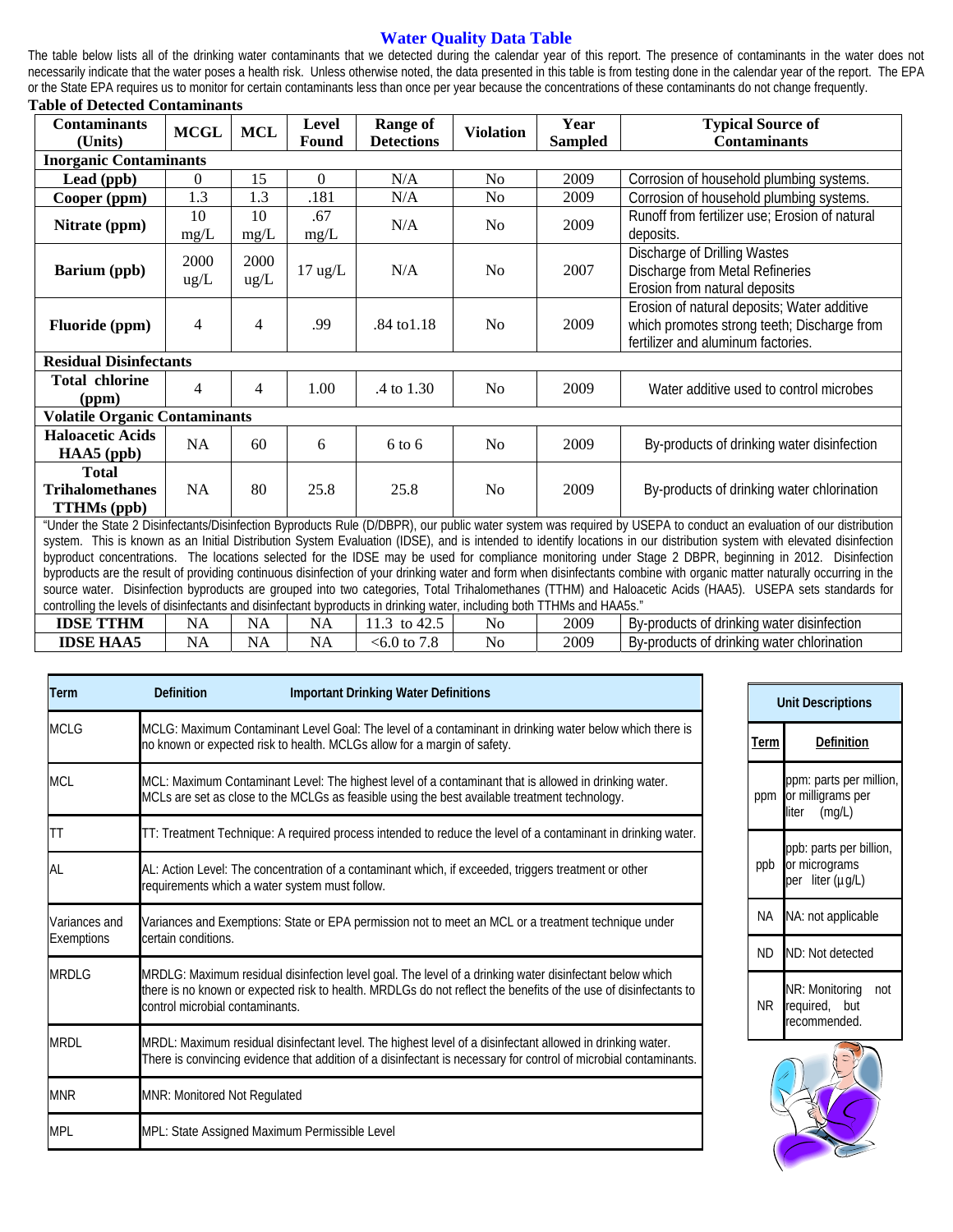## Water Quality Data Table

The table below lists all of the drinking water contaminants that we detected during the calendar year of this report. The presence of contaminants in the water does not necessarily indicate that the water poses a health risk. Unless otherwise noted, the data presented in this table is from testing done in the calendar year of the report. The EPA or the State EPA requires us to monitor for certain contaminants less than once per year because the concentrations of these contaminants do not change frequently.

**Table of Detected Contaminants**

| Contaminants (Units) | MCGL | MCL | Level Found | Range of Detections | Violation | Year Sampled | Typical Source of Contaminants |
|---|---|---|---|---|---|---|---|
| **Inorganic Contaminants** | | | | | | | |
| **Lead (ppb)** | 0 | 15 | 0 | N/A | No | 2009 | Corrosion of household plumbing systems. |
| **Cooper (ppm)** | 1.3 | 1.3 | .181 | N/A | No | 2009 | Corrosion of household plumbing systems. |
| **Nitrate (ppm)** | 10 mg/L | 10 mg/L | .67 mg/L | N/A | No | 2009 | Runoff from fertilizer use; Erosion of natural deposits. |
| **Barium (ppb)** | 2000 ug/L | 2000 ug/L | 17 ug/L | N/A | No | 2007 | Discharge of Drilling Wastes<br>Discharge from Metal Refineries<br>Erosion from natural deposits |
| **Fluoride (ppm)** | 4 | 4 | .99 | .84 to1.18 | No | 2009 | Erosion of natural deposits; Water additive which promotes strong teeth; Discharge from fertilizer and aluminum factories. |
| **Residual Disinfectants** | | | | | | | |
| **Total chlorine (ppm)** | 4 | 4 | 1.00 | .4 to 1.30 | No | 2009 | Water additive used to control microbes |
| **Volatile Organic Contaminants** | | | | | | | |
| **Haloacetic Acids HAA5 (ppb)** | NA | 60 | 6 | 6 to 6 | No | 2009 | By-products of drinking water disinfection |
| **Total Trihalomethanes TTHMs (ppb)** | NA | 80 | 25.8 | 25.8 | No | 2009 | By-products of drinking water chlorination |
| "Under the State 2 Disinfectants/Disinfection Byproducts Rule (D/DBPR), our public water system was required by USEPA to conduct an evaluation of our distribution system. This is known as an Initial Distribution System Evaluation (IDSE), and is intended to identify locations in our distribution system with elevated disinfection byproduct concentrations. The locations selected for the IDSE may be used for compliance monitoring under Stage 2 DBPR, beginning in 2012. Disinfection byproducts are the result of providing continuous disinfection of your drinking water and form when disinfectants combine with organic matter naturally occurring in the source water. Disinfection byproducts are grouped into two categories, Total Trihalomethanes (TTHM) and Haloacetic Acids (HAA5). USEPA sets standards for controlling the levels of disinfectants and disinfectant byproducts in drinking water, including both TTHMs and HAA5s." | | | | | | | |
| **IDSE TTHM** | NA | NA | NA | 11.3 to 42.5 | No | 2009 | By-products of drinking water disinfection |
| **IDSE HAA5** | NA | NA | NA | <6.0 to 7.8 | No | 2009 | By-products of drinking water chlorination |

| Term | Definition — Important Drinking Water Definitions |
|---|---|
| MCLG | MCLG: Maximum Contaminant Level Goal: The level of a contaminant in drinking water below which there is no known or expected risk to health. MCLGs allow for a margin of safety. |
| MCL | MCL: Maximum Contaminant Level: The highest level of a contaminant that is allowed in drinking water. MCLs are set as close to the MCLGs as feasible using the best available treatment technology. |
| TT | TT: Treatment Technique: A required process intended to reduce the level of a contaminant in drinking water. |
| AL | AL: Action Level: The concentration of a contaminant which, if exceeded, triggers treatment or other requirements which a water system must follow. |
| Variances and Exemptions | Variances and Exemptions: State or EPA permission not to meet an MCL or a treatment technique under certain conditions. |
| MRDLG | MRDLG: Maximum residual disinfection level goal. The level of a drinking water disinfectant below which there is no known or expected risk to health. MRDLGs do not reflect the benefits of the use of disinfectants to control microbial contaminants. |
| MRDL | MRDL: Maximum residual disinfectant level. The highest level of a disinfectant allowed in drinking water. There is convincing evidence that addition of a disinfectant is necessary for control of microbial contaminants. |
| MNR | MNR: Monitored Not Regulated |
| MPL | MPL: State Assigned Maximum Permissible Level |

**Unit Descriptions**

| Term | Definition |
|---|---|
| ppm | ppm: parts per million, or milligrams per liter (mg/L) |
| ppb | ppb: parts per billion, or micrograms per liter (µg/L) |
| NA | NA: not applicable |
| ND | ND: Not detected |
| NR | NR: Monitoring not required, but recommended. |